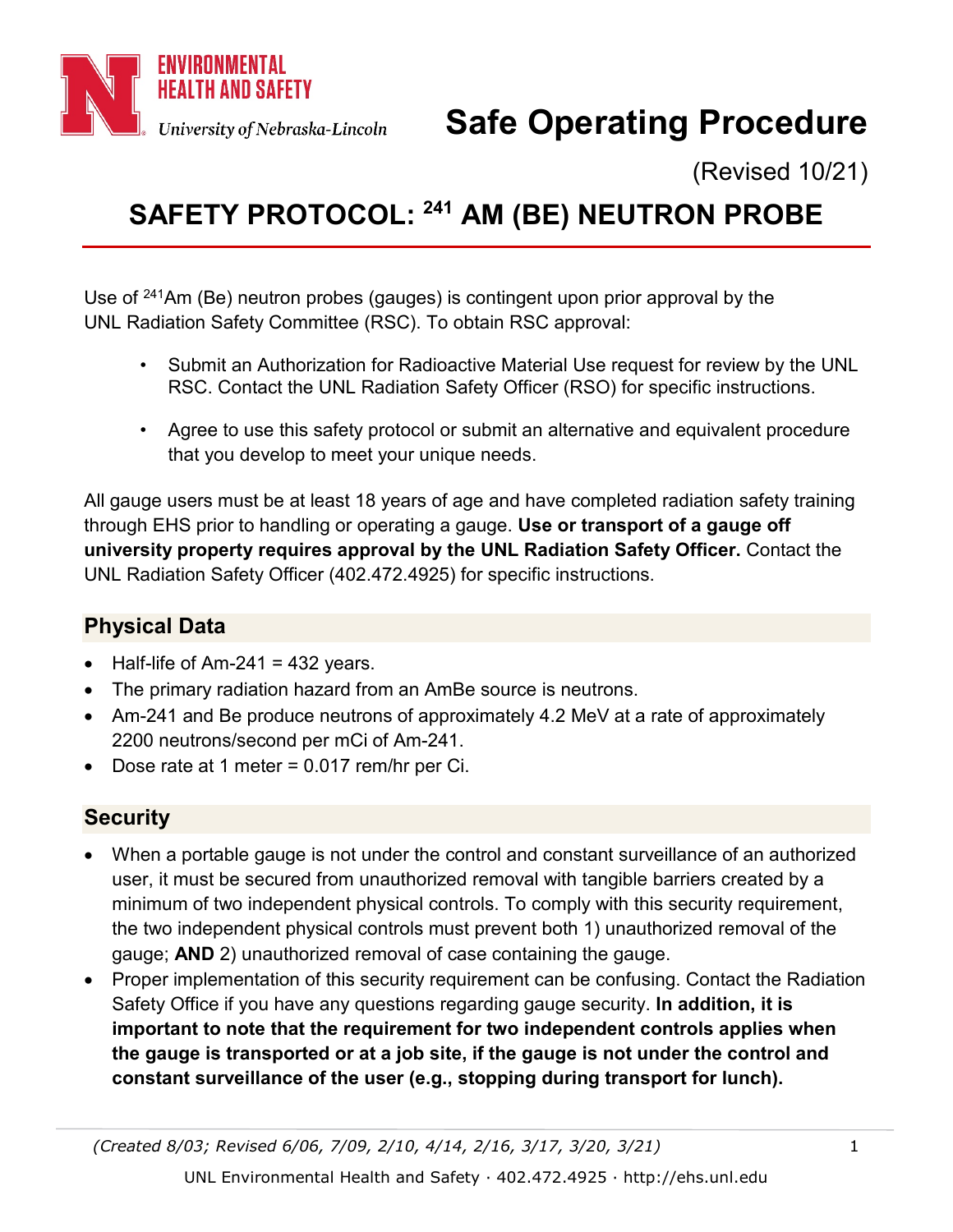# Safe Operating Procedure

(Revised 10/21)

## SAFETY PROTOCOL: $^{241}$ AM (BE) NEUTRON PROBE

Use of $^{241}$Am (Be) neutron probes (gauges) is contingent upon prior approval by the UNL Radiation Safety Committee (RSC). To obtain RSC approval:

- Submit an Authorization for Radioactive Material Use request for review by the UNL RSC. Contact the UNL Radiation Safety Officer (RSO) for specific instructions.
- Agree to use this safety protocol or submit an alternative and equivalent procedure that you develop to meet your unique needs.

All gauge users must be at least 18 years of age and have completed radiation safety training through EHS prior to handling or operating a gauge. **Use or transport of a gauge off university property requires approval by the UNL Radiation Safety Officer.** Contact the UNL Radiation Safety Officer (402.472.4925) for specific instructions.

### Physical Data

- Half-life of Am-241 = 432 years.
- The primary radiation hazard from an AmBe source is neutrons.
- Am-241 and Be produce neutrons of approximately 4.2 MeV at a rate of approximately 2200 neutrons/second per mCi of Am-241.
- Dose rate at 1 meter = 0.017 rem/hr per Ci.

### Security

- When a portable gauge is not under the control and constant surveillance of an authorized user, it must be secured from unauthorized removal with tangible barriers created by a minimum of two independent physical controls. To comply with this security requirement, the two independent physical controls must prevent both 1) unauthorized removal of the gauge; **AND** 2) unauthorized removal of case containing the gauge.
- Proper implementation of this security requirement can be confusing. Contact the Radiation Safety Office if you have any questions regarding gauge security. **In addition, it is important to note that the requirement for two independent controls applies when the gauge is transported or at a job site, if the gauge is not under the control and constant surveillance of the user (e.g., stopping during transport for lunch).**

*(Created 8/03; Revised 6/06, 7/09, 2/10, 4/14, 2/16, 3/17, 3/20, 3/21)*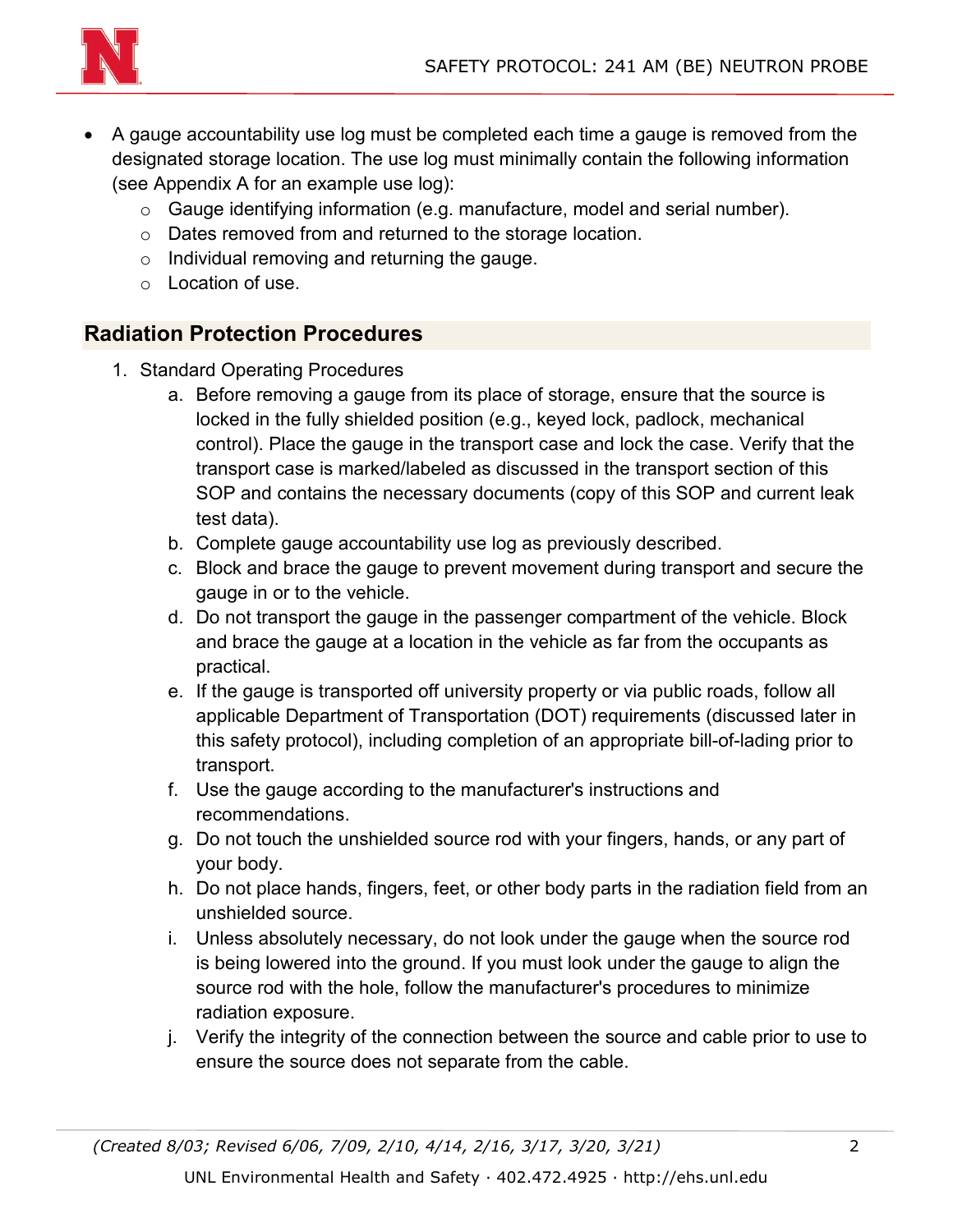- A gauge accountability use log must be completed each time a gauge is removed from the designated storage location. The use log must minimally contain the following information (see Appendix A for an example use log):
  - Gauge identifying information (e.g. manufacture, model and serial number).
  - Dates removed from and returned to the storage location.
  - Individual removing and returning the gauge.
  - Location of use.

## Radiation Protection Procedures

1. Standard Operating Procedures
   a. Before removing a gauge from its place of storage, ensure that the source is locked in the fully shielded position (e.g., keyed lock, padlock, mechanical control). Place the gauge in the transport case and lock the case. Verify that the transport case is marked/labeled as discussed in the transport section of this SOP and contains the necessary documents (copy of this SOP and current leak test data).
   b. Complete gauge accountability use log as previously described.
   c. Block and brace the gauge to prevent movement during transport and secure the gauge in or to the vehicle.
   d. Do not transport the gauge in the passenger compartment of the vehicle. Block and brace the gauge at a location in the vehicle as far from the occupants as practical.
   e. If the gauge is transported off university property or via public roads, follow all applicable Department of Transportation (DOT) requirements (discussed later in this safety protocol), including completion of an appropriate bill-of-lading prior to transport.
   f. Use the gauge according to the manufacturer's instructions and recommendations.
   g. Do not touch the unshielded source rod with your fingers, hands, or any part of your body.
   h. Do not place hands, fingers, feet, or other body parts in the radiation field from an unshielded source.
   i. Unless absolutely necessary, do not look under the gauge when the source rod is being lowered into the ground. If you must look under the gauge to align the source rod with the hole, follow the manufacturer's procedures to minimize radiation exposure.
   j. Verify the integrity of the connection between the source and cable prior to use to ensure the source does not separate from the cable.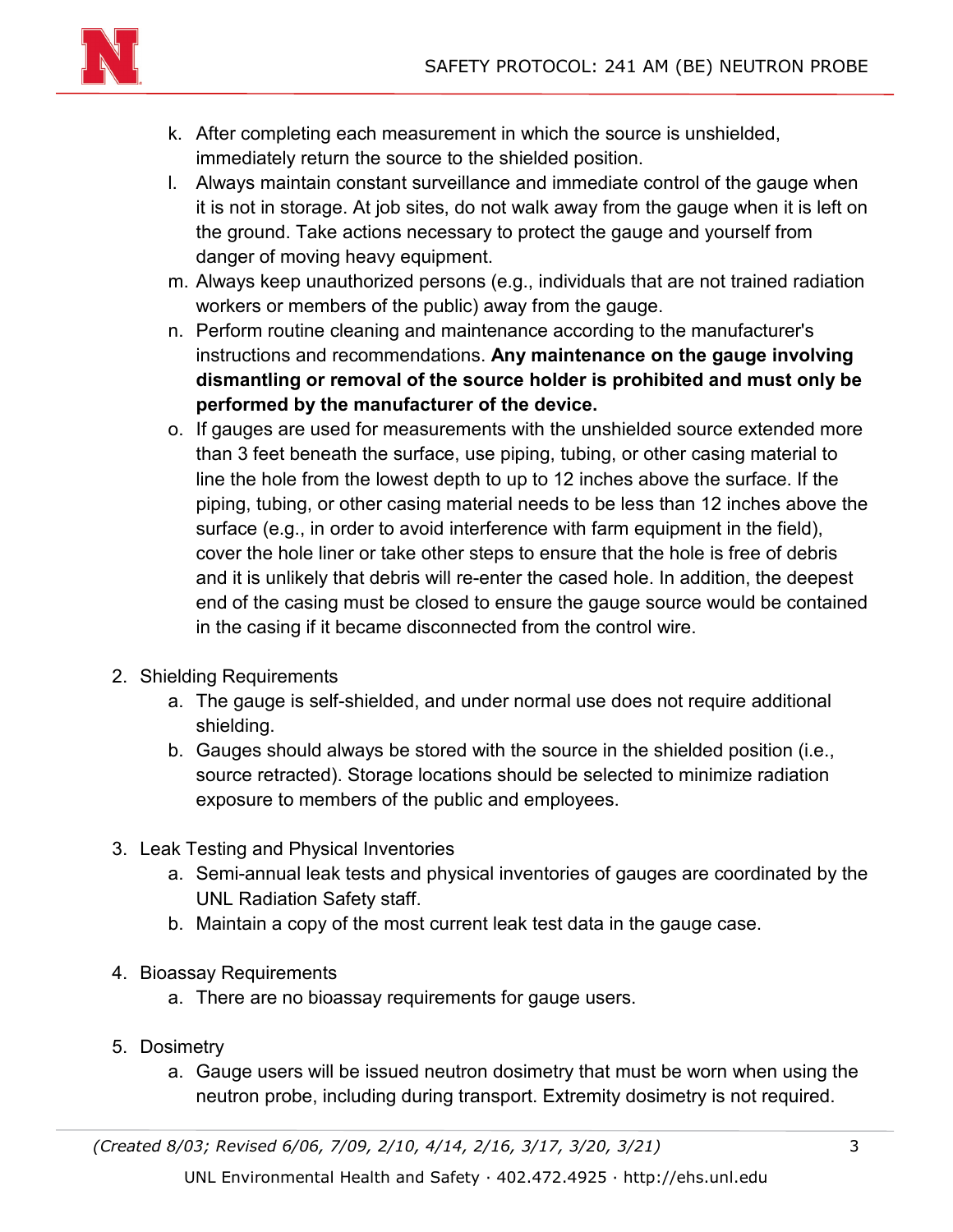k. After completing each measurement in which the source is unshielded, immediately return the source to the shielded position.

l. Always maintain constant surveillance and immediate control of the gauge when it is not in storage. At job sites, do not walk away from the gauge when it is left on the ground. Take actions necessary to protect the gauge and yourself from danger of moving heavy equipment.

m. Always keep unauthorized persons (e.g., individuals that are not trained radiation workers or members of the public) away from the gauge.

n. Perform routine cleaning and maintenance according to the manufacturer's instructions and recommendations. **Any maintenance on the gauge involving dismantling or removal of the source holder is prohibited and must only be performed by the manufacturer of the device.**

o. If gauges are used for measurements with the unshielded source extended more than 3 feet beneath the surface, use piping, tubing, or other casing material to line the hole from the lowest depth to up to 12 inches above the surface. If the piping, tubing, or other casing material needs to be less than 12 inches above the surface (e.g., in order to avoid interference with farm equipment in the field), cover the hole liner or take other steps to ensure that the hole is free of debris and it is unlikely that debris will re-enter the cased hole. In addition, the deepest end of the casing must be closed to ensure the gauge source would be contained in the casing if it became disconnected from the control wire.

2. Shielding Requirements
   a. The gauge is self-shielded, and under normal use does not require additional shielding.
   b. Gauges should always be stored with the source in the shielded position (i.e., source retracted). Storage locations should be selected to minimize radiation exposure to members of the public and employees.

3. Leak Testing and Physical Inventories
   a. Semi-annual leak tests and physical inventories of gauges are coordinated by the UNL Radiation Safety staff.
   b. Maintain a copy of the most current leak test data in the gauge case.

4. Bioassay Requirements
   a. There are no bioassay requirements for gauge users.

5. Dosimetry
   a. Gauge users will be issued neutron dosimetry that must be worn when using the neutron probe, including during transport. Extremity dosimetry is not required.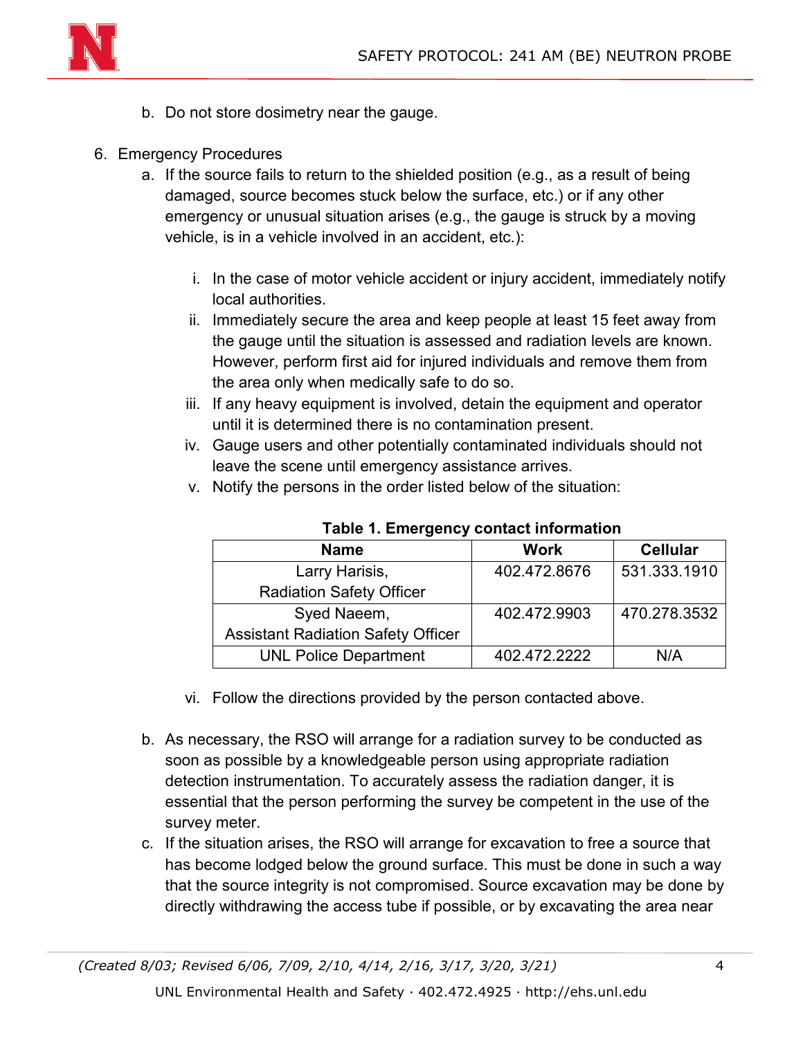b. Do not store dosimetry near the gauge.

6. Emergency Procedures
   a. If the source fails to return to the shielded position (e.g., as a result of being damaged, source becomes stuck below the surface, etc.) or if any other emergency or unusual situation arises (e.g., the gauge is struck by a moving vehicle, is in a vehicle involved in an accident, etc.):

      i. In the case of motor vehicle accident or injury accident, immediately notify local authorities.
      ii. Immediately secure the area and keep people at least 15 feet away from the gauge until the situation is assessed and radiation levels are known. However, perform first aid for injured individuals and remove them from the area only when medically safe to do so.
      iii. If any heavy equipment is involved, detain the equipment and operator until it is determined there is no contamination present.
      iv. Gauge users and other potentially contaminated individuals should not leave the scene until emergency assistance arrives.
      v. Notify the persons in the order listed below of the situation:

**Table 1. Emergency contact information**

| Name | Work | Cellular |
|---|---|---|
| Larry Harisis, Radiation Safety Officer | 402.472.8676 | 531.333.1910 |
| Syed Naeem, Assistant Radiation Safety Officer | 402.472.9903 | 470.278.3532 |
| UNL Police Department | 402.472.2222 | N/A |

      vi. Follow the directions provided by the person contacted above.

   b. As necessary, the RSO will arrange for a radiation survey to be conducted as soon as possible by a knowledgeable person using appropriate radiation detection instrumentation. To accurately assess the radiation danger, it is essential that the person performing the survey be competent in the use of the survey meter.
   c. If the situation arises, the RSO will arrange for excavation to free a source that has become lodged below the ground surface. This must be done in such a way that the source integrity is not compromised. Source excavation may be done by directly withdrawing the access tube if possible, or by excavating the area near

*(Created 8/03; Revised 6/06, 7/09, 2/10, 4/14, 2/16, 3/17, 3/20, 3/21)*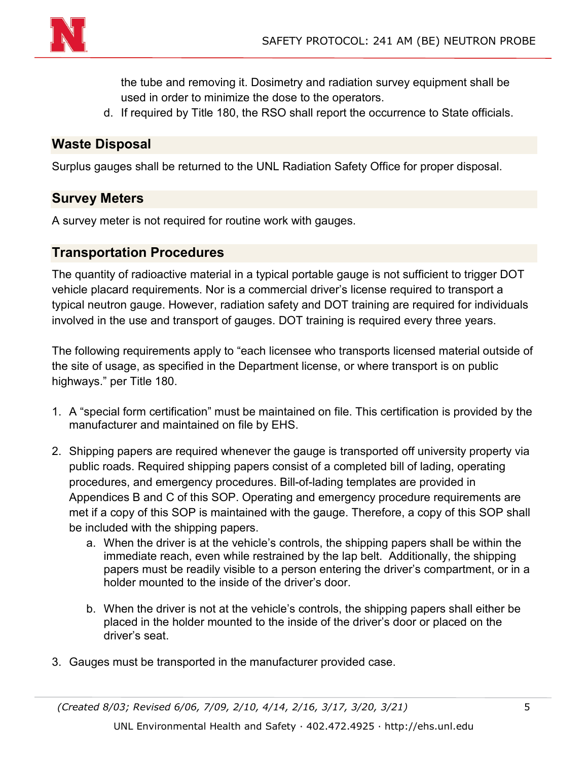the tube and removing it. Dosimetry and radiation survey equipment shall be used in order to minimize the dose to the operators.

d. If required by Title 180, the RSO shall report the occurrence to State officials.

## Waste Disposal

Surplus gauges shall be returned to the UNL Radiation Safety Office for proper disposal.

## Survey Meters

A survey meter is not required for routine work with gauges.

## Transportation Procedures

The quantity of radioactive material in a typical portable gauge is not sufficient to trigger DOT vehicle placard requirements. Nor is a commercial driver's license required to transport a typical neutron gauge. However, radiation safety and DOT training are required for individuals involved in the use and transport of gauges. DOT training is required every three years.

The following requirements apply to "each licensee who transports licensed material outside of the site of usage, as specified in the Department license, or where transport is on public highways." per Title 180.

1. A "special form certification" must be maintained on file. This certification is provided by the manufacturer and maintained on file by EHS.

2. Shipping papers are required whenever the gauge is transported off university property via public roads. Required shipping papers consist of a completed bill of lading, operating procedures, and emergency procedures. Bill-of-lading templates are provided in Appendices B and C of this SOP. Operating and emergency procedure requirements are met if a copy of this SOP is maintained with the gauge. Therefore, a copy of this SOP shall be included with the shipping papers.
   a. When the driver is at the vehicle's controls, the shipping papers shall be within the immediate reach, even while restrained by the lap belt. Additionally, the shipping papers must be readily visible to a person entering the driver's compartment, or in a holder mounted to the inside of the driver's door.

   b. When the driver is not at the vehicle's controls, the shipping papers shall either be placed in the holder mounted to the inside of the driver's door or placed on the driver's seat.

3. Gauges must be transported in the manufacturer provided case.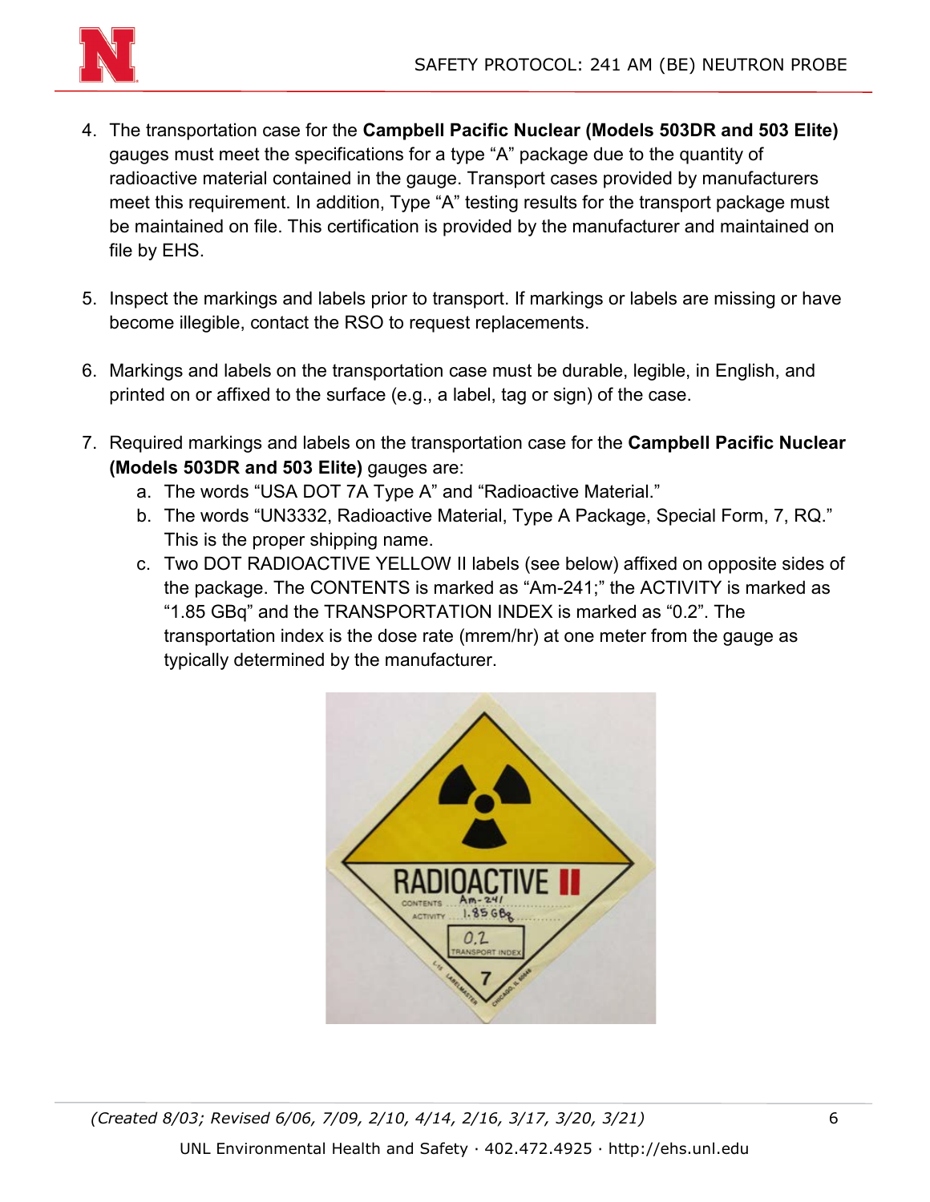4. The transportation case for the **Campbell Pacific Nuclear (Models 503DR and 503 Elite)** gauges must meet the specifications for a type "A" package due to the quantity of radioactive material contained in the gauge. Transport cases provided by manufacturers meet this requirement. In addition, Type "A" testing results for the transport package must be maintained on file. This certification is provided by the manufacturer and maintained on file by EHS.

5. Inspect the markings and labels prior to transport. If markings or labels are missing or have become illegible, contact the RSO to request replacements.

6. Markings and labels on the transportation case must be durable, legible, in English, and printed on or affixed to the surface (e.g., a label, tag or sign) of the case.

7. Required markings and labels on the transportation case for the **Campbell Pacific Nuclear (Models 503DR and 503 Elite)** gauges are:
   a. The words "USA DOT 7A Type A" and "Radioactive Material."
   b. The words "UN3332, Radioactive Material, Type A Package, Special Form, 7, RQ." This is the proper shipping name.
   c. Two DOT RADIOACTIVE YELLOW II labels (see below) affixed on opposite sides of the package. The CONTENTS is marked as "Am-241;" the ACTIVITY is marked as "1.85 GBq" and the TRANSPORTATION INDEX is marked as "0.2". The transportation index is the dose rate (mrem/hr) at one meter from the gauge as typically determined by the manufacturer.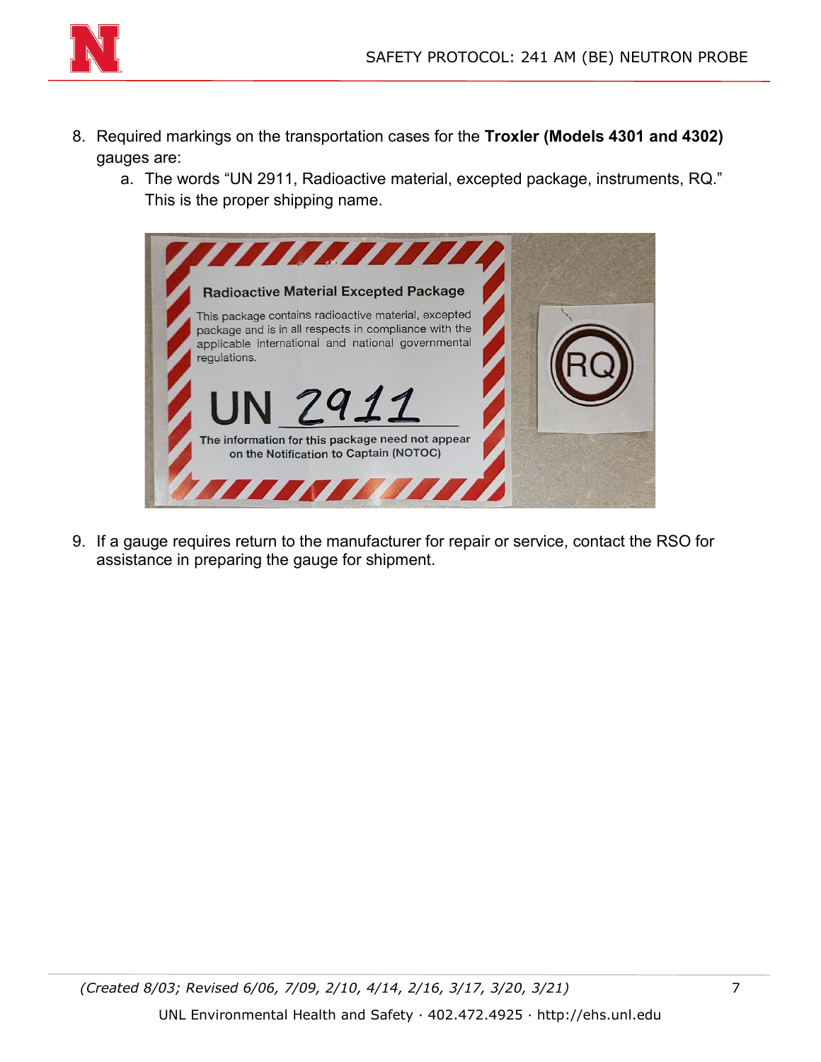8. Required markings on the transportation cases for the **Troxler (Models 4301 and 4302)** gauges are:
   a. The words "UN 2911, Radioactive material, excepted package, instruments, RQ." This is the proper shipping name.

9. If a gauge requires return to the manufacturer for repair or service, contact the RSO for assistance in preparing the gauge for shipment.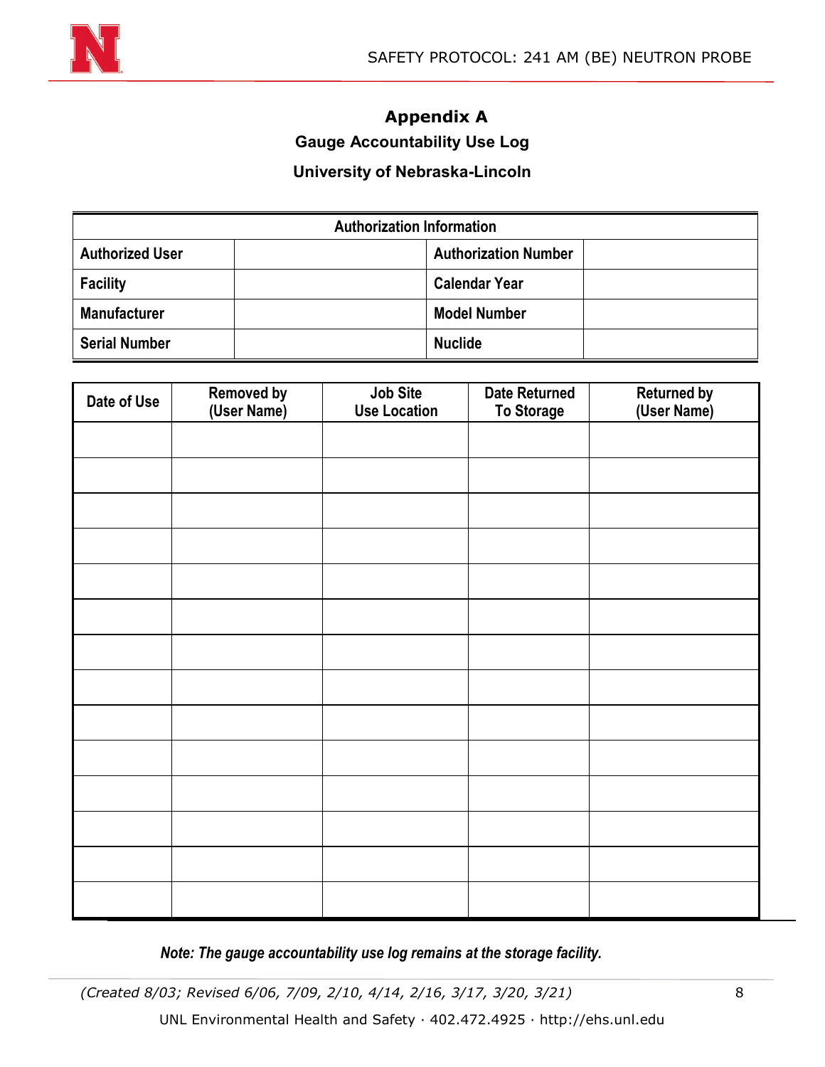# Appendix A

## Gauge Accountability Use Log

## University of Nebraska-Lincoln

| Authorization Information | | | |
|---|---|---|---|
| Authorized User | | Authorization Number | |
| Facility | | Calendar Year | |
| Manufacturer | | Model Number | |
| Serial Number | | Nuclide | |

| Date of Use | Removed by (User Name) | Job Site Use Location | Date Returned To Storage | Returned by (User Name) |
|---|---|---|---|---|
| | | | | |
| | | | | |
| | | | | |
| | | | | |
| | | | | |
| | | | | |
| | | | | |
| | | | | |
| | | | | |
| | | | | |
| | | | | |
| | | | | |
| | | | | |
| | | | | |

***Note: The gauge accountability use log remains at the storage facility.***

*(Created 8/03; Revised 6/06, 7/09, 2/10, 4/14, 2/16, 3/17, 3/20, 3/21)*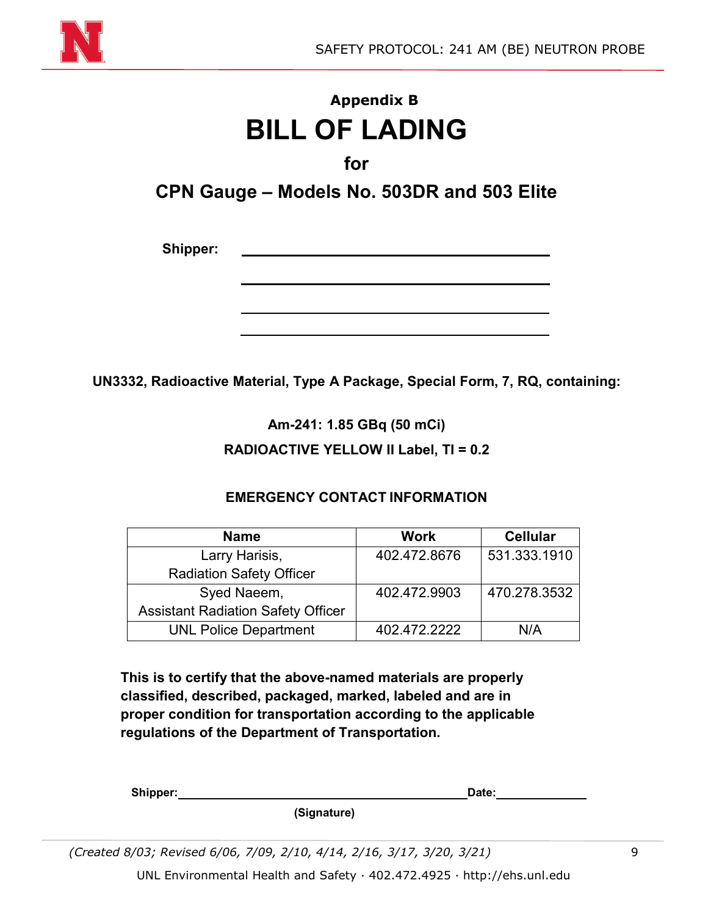## Appendix B

# BILL OF LADING

## for

## CPN Gauge – Models No. 503DR and 503 Elite

**Shipper:** ________________________________________

________________________________________

________________________________________

________________________________________

**UN3332, Radioactive Material, Type A Package, Special Form, 7, RQ, containing:**

**Am-241: 1.85 GBq (50 mCi)**

**RADIOACTIVE YELLOW II Label, TI = 0.2**

### EMERGENCY CONTACT INFORMATION

| Name | Work | Cellular |
|---|---|---|
| Larry Harisis, Radiation Safety Officer | 402.472.8676 | 531.333.1910 |
| Syed Naeem, Assistant Radiation Safety Officer | 402.472.9903 | 470.278.3532 |
| UNL Police Department | 402.472.2222 | N/A |

**This is to certify that the above-named materials are properly classified, described, packaged, marked, labeled and are in proper condition for transportation according to the applicable regulations of the Department of Transportation.**

**Shipper:** ________________________________________ **Date:** ______________

**(Signature)**

*(Created 8/03; Revised 6/06, 7/09, 2/10, 4/14, 2/16, 3/17, 3/20, 3/21)*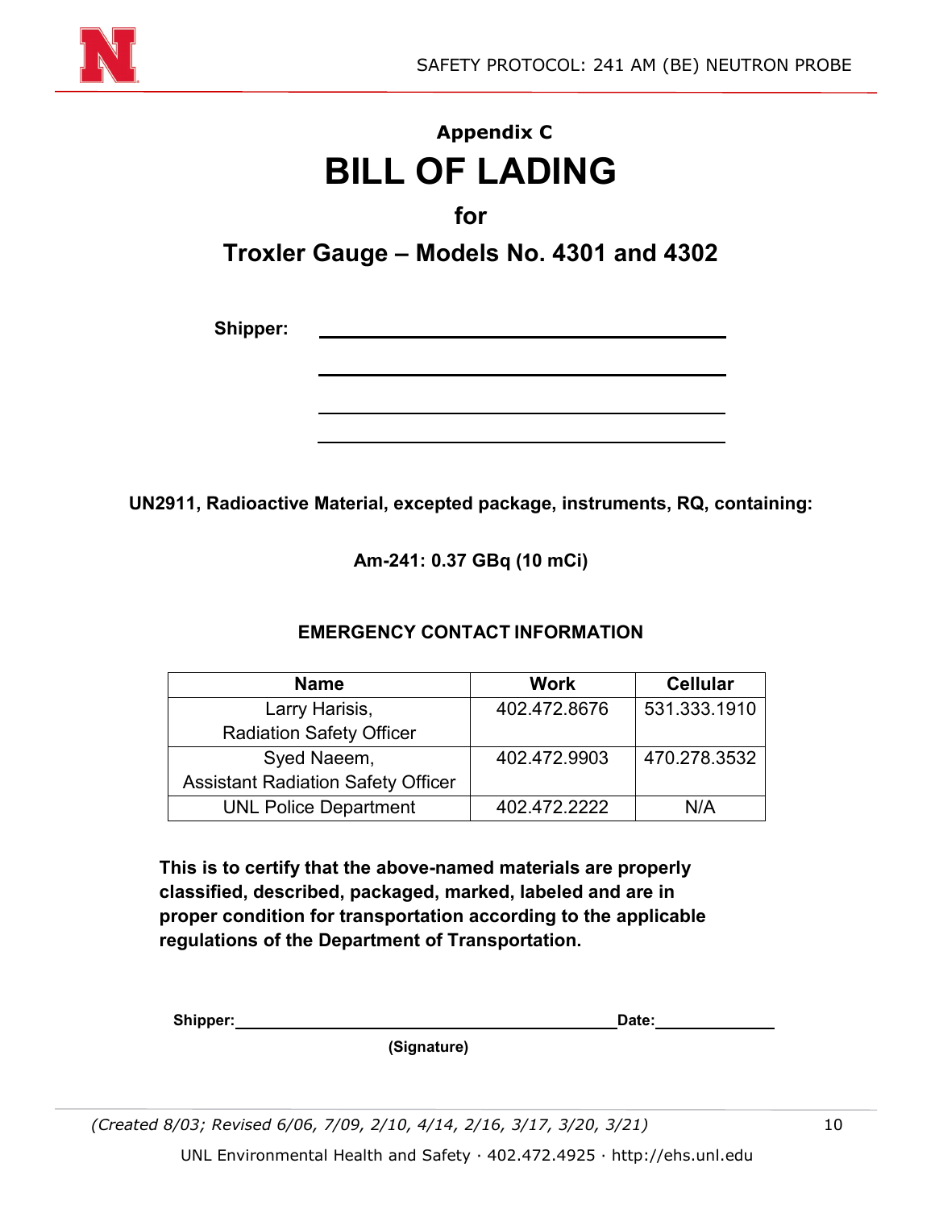## Appendix C

# BILL OF LADING

## for

## Troxler Gauge – Models No. 4301 and 4302

**Shipper:** \_\_\_\_\_\_\_\_\_\_\_\_\_\_\_\_\_\_\_\_\_\_\_\_\_\_\_\_\_\_\_\_\_\_\_\_\_\_\_\_

\_\_\_\_\_\_\_\_\_\_\_\_\_\_\_\_\_\_\_\_\_\_\_\_\_\_\_\_\_\_\_\_\_\_\_\_\_\_\_\_

\_\_\_\_\_\_\_\_\_\_\_\_\_\_\_\_\_\_\_\_\_\_\_\_\_\_\_\_\_\_\_\_\_\_\_\_\_\_\_\_

\_\_\_\_\_\_\_\_\_\_\_\_\_\_\_\_\_\_\_\_\_\_\_\_\_\_\_\_\_\_\_\_\_\_\_\_\_\_\_\_

**UN2911, Radioactive Material, excepted package, instruments, RQ, containing:**

**Am-241: 0.37 GBq (10 mCi)**

**EMERGENCY CONTACT INFORMATION**

| Name | Work | Cellular |
|---|---|---|
| Larry Harisis, Radiation Safety Officer | 402.472.8676 | 531.333.1910 |
| Syed Naeem, Assistant Radiation Safety Officer | 402.472.9903 | 470.278.3532 |
| UNL Police Department | 402.472.2222 | N/A |

**This is to certify that the above-named materials are properly classified, described, packaged, marked, labeled and are in proper condition for transportation according to the applicable regulations of the Department of Transportation.**

**Shipper:**\_\_\_\_\_\_\_\_\_\_\_\_\_\_\_\_\_\_\_\_\_\_\_\_\_\_\_\_\_\_\_\_\_\_\_\_\_\_\_\_ **Date:**\_\_\_\_\_\_\_\_\_\_\_\_

**(Signature)**

*(Created 8/03; Revised 6/06, 7/09, 2/10, 4/14, 2/16, 3/17, 3/20, 3/21)*